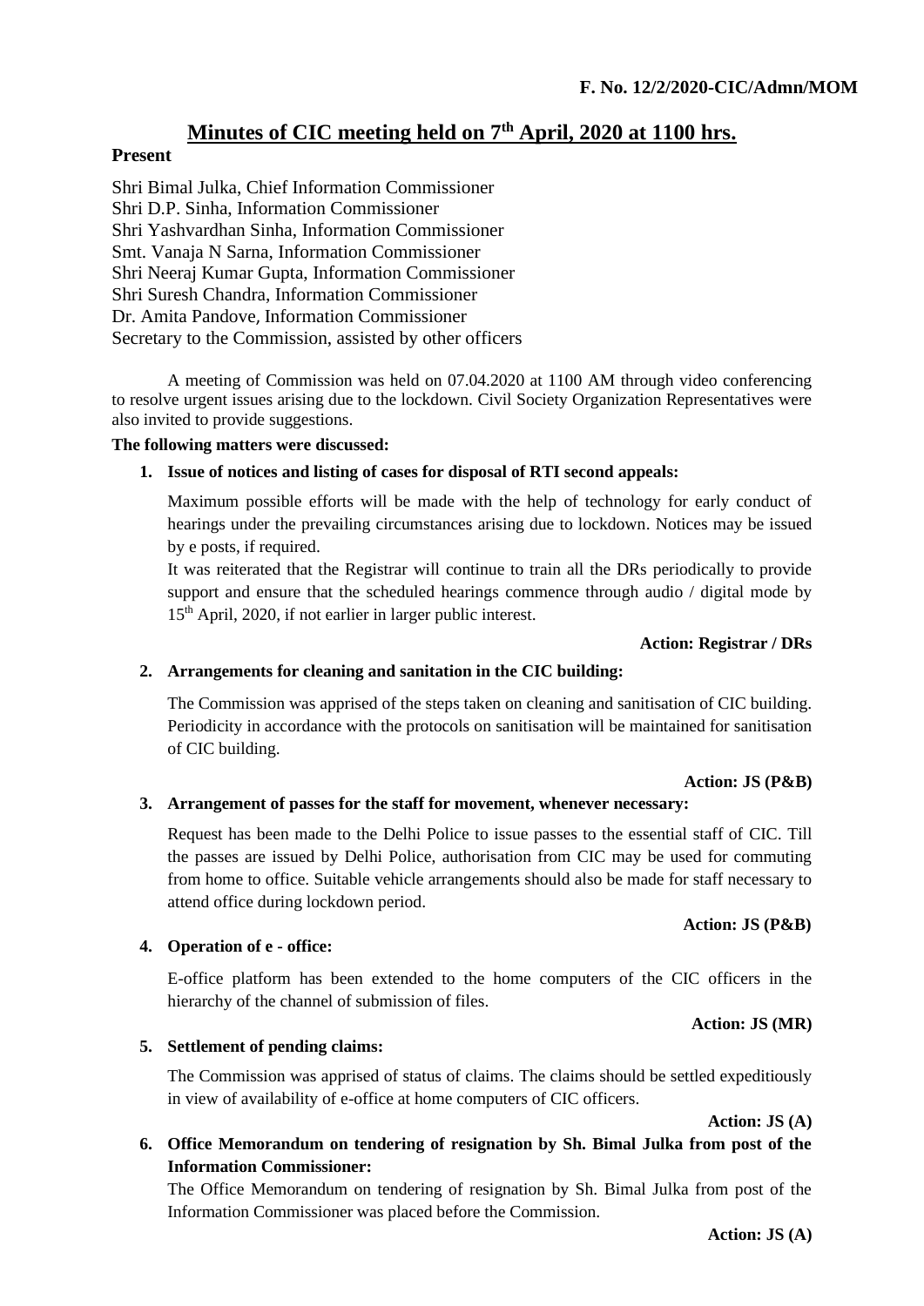**F. No. 12/2/2020-CIC/Admn/MOM**

# Minutes of CIC meeting held on 7th April, 2020 at 1100 hrs.

**Present**

Shri Bimal Julka, Chief Information Commissioner
Shri D.P. Sinha, Information Commissioner
Shri Yashvardhan Sinha, Information Commissioner
Smt. Vanaja N Sarna, Information Commissioner
Shri Neeraj Kumar Gupta, Information Commissioner
Shri Suresh Chandra, Information Commissioner
Dr. Amita Pandove, Information Commissioner
Secretary to the Commission, assisted by other officers

A meeting of Commission was held on 07.04.2020 at 1100 AM through video conferencing to resolve urgent issues arising due to the lockdown. Civil Society Organization Representatives were also invited to provide suggestions.

**The following matters were discussed:**

1. **Issue of notices and listing of cases for disposal of RTI second appeals:**

   Maximum possible efforts will be made with the help of technology for early conduct of hearings under the prevailing circumstances arising due to lockdown. Notices may be issued by e posts, if required.

   It was reiterated that the Registrar will continue to train all the DRs periodically to provide support and ensure that the scheduled hearings commence through audio / digital mode by 15th April, 2020, if not earlier in larger public interest.

   **Action: Registrar / DRs**

2. **Arrangements for cleaning and sanitation in the CIC building:**

   The Commission was apprised of the steps taken on cleaning and sanitisation of CIC building. Periodicity in accordance with the protocols on sanitisation will be maintained for sanitisation of CIC building.

   **Action: JS (P&B)**

3. **Arrangement of passes for the staff for movement, whenever necessary:**

   Request has been made to the Delhi Police to issue passes to the essential staff of CIC. Till the passes are issued by Delhi Police, authorisation from CIC may be used for commuting from home to office. Suitable vehicle arrangements should also be made for staff necessary to attend office during lockdown period.

   **Action: JS (P&B)**

4. **Operation of e - office:**

   E-office platform has been extended to the home computers of the CIC officers in the hierarchy of the channel of submission of files.

   **Action: JS (MR)**

5. **Settlement of pending claims:**

   The Commission was apprised of status of claims. The claims should be settled expeditiously in view of availability of e-office at home computers of CIC officers.

   **Action: JS (A)**

6. **Office Memorandum on tendering of resignation by Sh. Bimal Julka from post of the Information Commissioner:**

   The Office Memorandum on tendering of resignation by Sh. Bimal Julka from post of the Information Commissioner was placed before the Commission.

   **Action: JS (A)**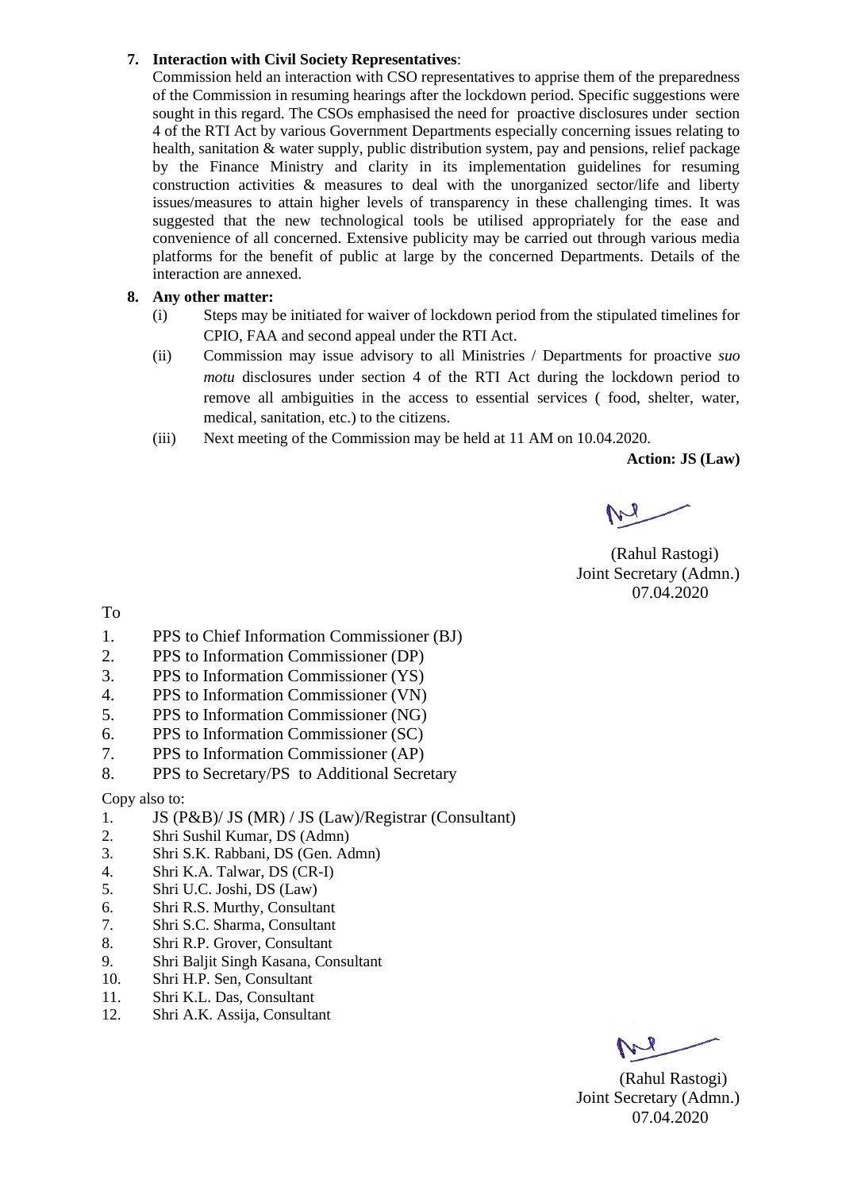7. **Interaction with Civil Society Representatives**:

   Commission held an interaction with CSO representatives to apprise them of the preparedness of the Commission in resuming hearings after the lockdown period. Specific suggestions were sought in this regard. The CSOs emphasised the need for proactive disclosures under section 4 of the RTI Act by various Government Departments especially concerning issues relating to health, sanitation & water supply, public distribution system, pay and pensions, relief package by the Finance Ministry and clarity in its implementation guidelines for resuming construction activities & measures to deal with the unorganized sector/life and liberty issues/measures to attain higher levels of transparency in these challenging times. It was suggested that the new technological tools be utilised appropriately for the ease and convenience of all concerned. Extensive publicity may be carried out through various media platforms for the benefit of public at large by the concerned Departments. Details of the interaction are annexed.

8. **Any other matter:**

   (i) Steps may be initiated for waiver of lockdown period from the stipulated timelines for CPIO, FAA and second appeal under the RTI Act.

   (ii) Commission may issue advisory to all Ministries / Departments for proactive *suo motu* disclosures under section 4 of the RTI Act during the lockdown period to remove all ambiguities in the access to essential services ( food, shelter, water, medical, sanitation, etc.) to the citizens.

   (iii) Next meeting of the Commission may be held at 11 AM on 10.04.2020.

**Action: JS (Law)**

(Rahul Rastogi)
Joint Secretary (Admn.)
07.04.2020

To

1. PPS to Chief Information Commissioner (BJ)
2. PPS to Information Commissioner (DP)
3. PPS to Information Commissioner (YS)
4. PPS to Information Commissioner (VN)
5. PPS to Information Commissioner (NG)
6. PPS to Information Commissioner (SC)
7. PPS to Information Commissioner (AP)
8. PPS to Secretary/PS to Additional Secretary

Copy also to:

1. JS (P&B)/ JS (MR) / JS (Law)/Registrar (Consultant)
2. Shri Sushil Kumar, DS (Admn)
3. Shri S.K. Rabbani, DS (Gen. Admn)
4. Shri K.A. Talwar, DS (CR-I)
5. Shri U.C. Joshi, DS (Law)
6. Shri R.S. Murthy, Consultant
7. Shri S.C. Sharma, Consultant
8. Shri R.P. Grover, Consultant
9. Shri Baljit Singh Kasana, Consultant
10. Shri H.P. Sen, Consultant
11. Shri K.L. Das, Consultant
12. Shri A.K. Assija, Consultant

(Rahul Rastogi)
Joint Secretary (Admn.)
07.04.2020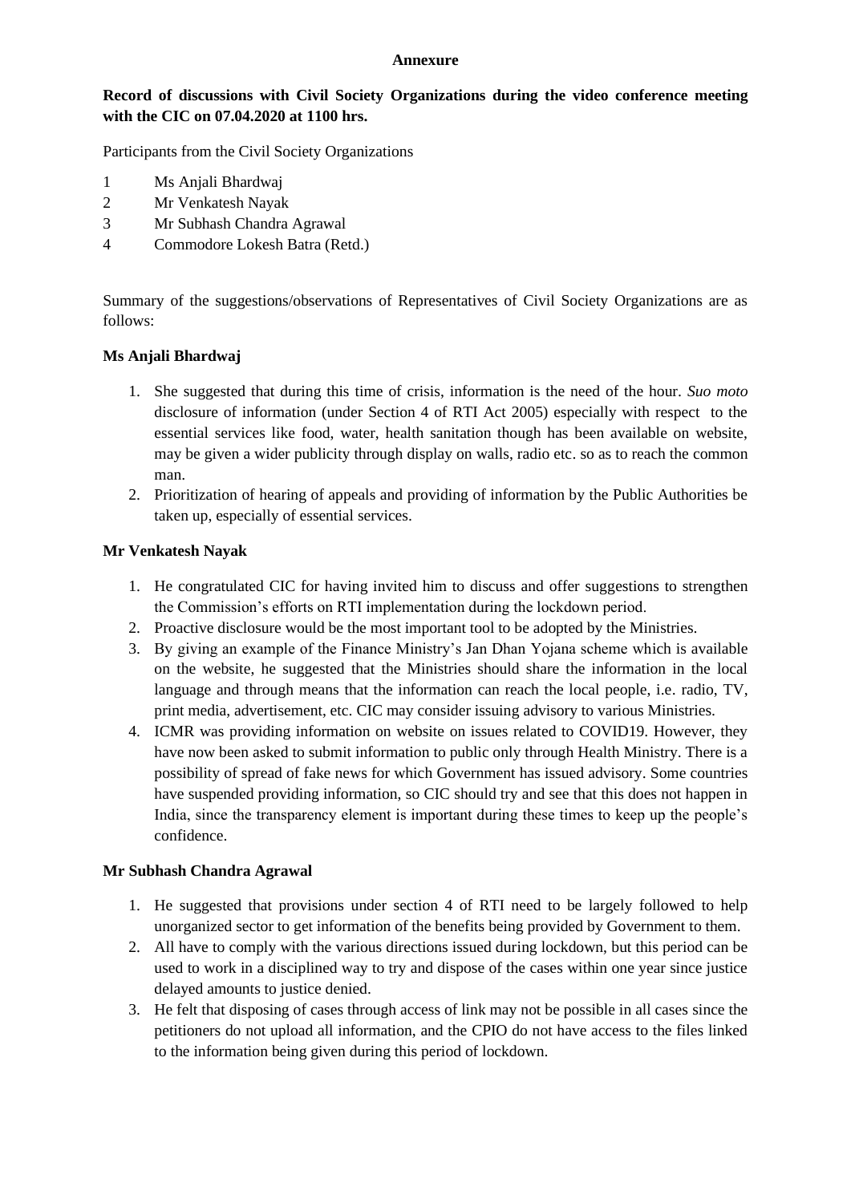**Annexure**

**Record of discussions with Civil Society Organizations during the video conference meeting with the CIC on 07.04.2020 at 1100 hrs.**

Participants from the Civil Society Organizations

1. Ms Anjali Bhardwaj
2. Mr Venkatesh Nayak
3. Mr Subhash Chandra Agrawal
4. Commodore Lokesh Batra (Retd.)

Summary of the suggestions/observations of Representatives of Civil Society Organizations are as follows:

**Ms Anjali Bhardwaj**

1. She suggested that during this time of crisis, information is the need of the hour. *Suo moto* disclosure of information (under Section 4 of RTI Act 2005) especially with respect to the essential services like food, water, health sanitation though has been available on website, may be given a wider publicity through display on walls, radio etc. so as to reach the common man.
2. Prioritization of hearing of appeals and providing of information by the Public Authorities be taken up, especially of essential services.

**Mr Venkatesh Nayak**

1. He congratulated CIC for having invited him to discuss and offer suggestions to strengthen the Commission's efforts on RTI implementation during the lockdown period.
2. Proactive disclosure would be the most important tool to be adopted by the Ministries.
3. By giving an example of the Finance Ministry's Jan Dhan Yojana scheme which is available on the website, he suggested that the Ministries should share the information in the local language and through means that the information can reach the local people, i.e. radio, TV, print media, advertisement, etc. CIC may consider issuing advisory to various Ministries.
4. ICMR was providing information on website on issues related to COVID19. However, they have now been asked to submit information to public only through Health Ministry. There is a possibility of spread of fake news for which Government has issued advisory. Some countries have suspended providing information, so CIC should try and see that this does not happen in India, since the transparency element is important during these times to keep up the people's confidence.

**Mr Subhash Chandra Agrawal**

1. He suggested that provisions under section 4 of RTI need to be largely followed to help unorganized sector to get information of the benefits being provided by Government to them.
2. All have to comply with the various directions issued during lockdown, but this period can be used to work in a disciplined way to try and dispose of the cases within one year since justice delayed amounts to justice denied.
3. He felt that disposing of cases through access of link may not be possible in all cases since the petitioners do not upload all information, and the CPIO do not have access to the files linked to the information being given during this period of lockdown.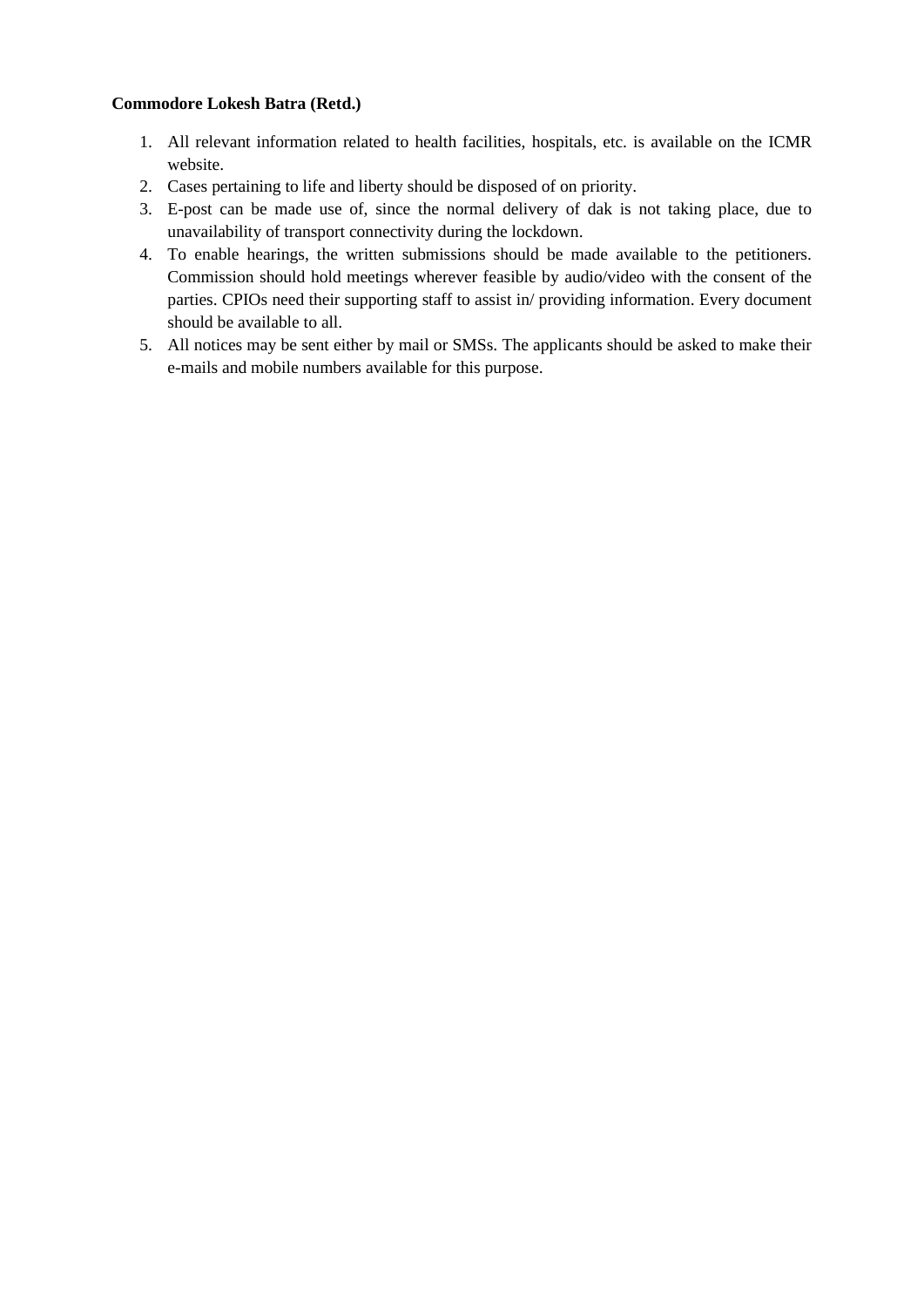**Commodore Lokesh Batra (Retd.)**

1. All relevant information related to health facilities, hospitals, etc. is available on the ICMR website.
2. Cases pertaining to life and liberty should be disposed of on priority.
3. E-post can be made use of, since the normal delivery of dak is not taking place, due to unavailability of transport connectivity during the lockdown.
4. To enable hearings, the written submissions should be made available to the petitioners. Commission should hold meetings wherever feasible by audio/video with the consent of the parties. CPIOs need their supporting staff to assist in/ providing information. Every document should be available to all.
5. All notices may be sent either by mail or SMSs. The applicants should be asked to make their e-mails and mobile numbers available for this purpose.